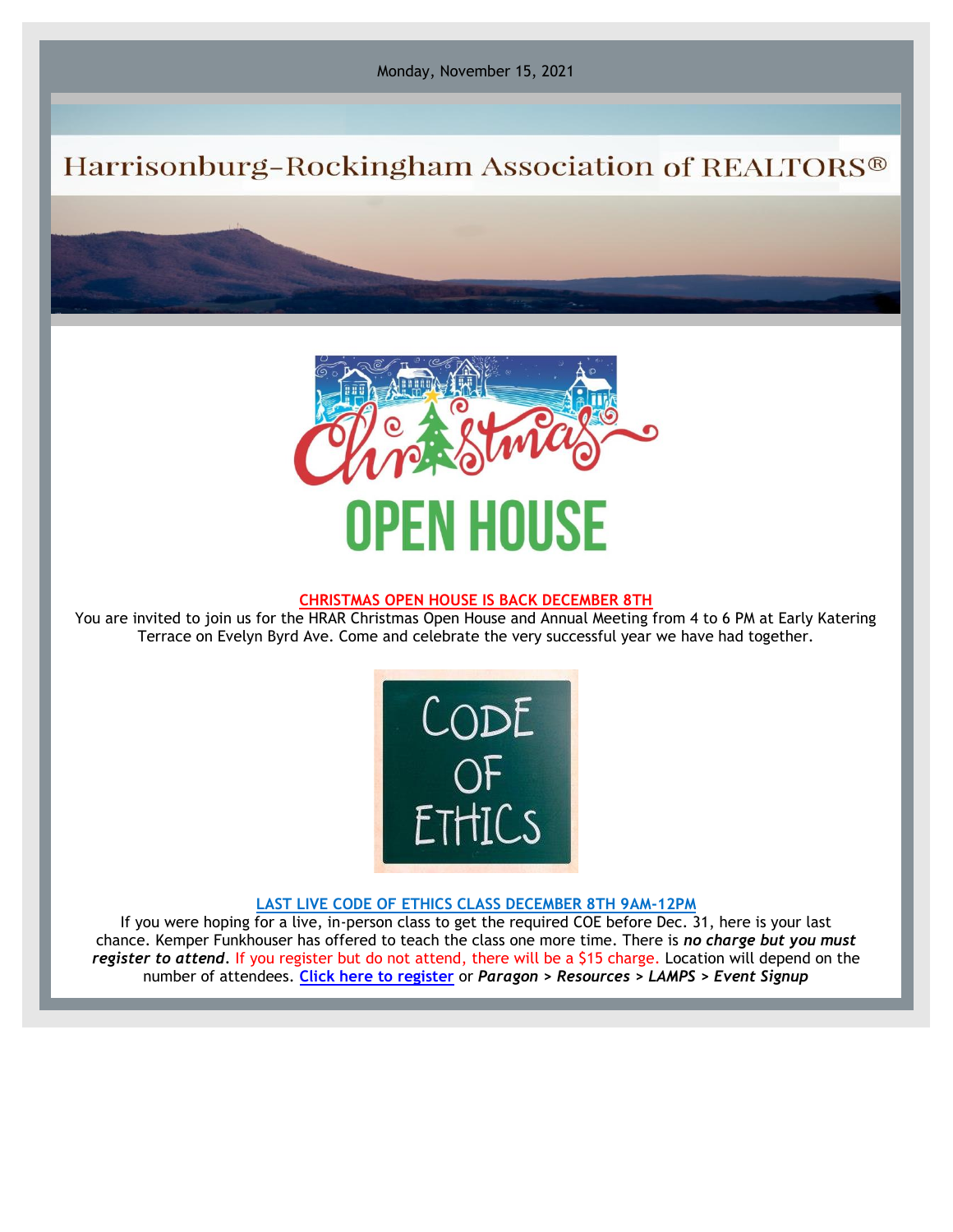Monday, November 15, 2021

# Harrisonburg-Rockingham Association of REALTORS®

Christmas OPEN HOUSE

**CHRISTMAS OPEN HOUSE IS BACK DECEMBER 8TH**

You are invited to join us for the HRAR Christmas Open House and Annual Meeting from 4 to 6 PM at Early Katering Terrace on Evelyn Byrd Ave. Come and celebrate the very successful year we have had together.

CODE OF ETHICS

**LAST LIVE CODE OF ETHICS CLASS DECEMBER 8TH 9AM-12PM**

If you were hoping for a live, in-person class to get the required COE before Dec. 31, here is your last chance. Kemper Funkhouser has offered to teach the class one more time. There is ***no charge but you must register to attend***. If you register but do not attend, there will be a $15 charge. Location will depend on the number of attendees. **Click here to register** or ***Paragon > Resources > LAMPS > Event Signup***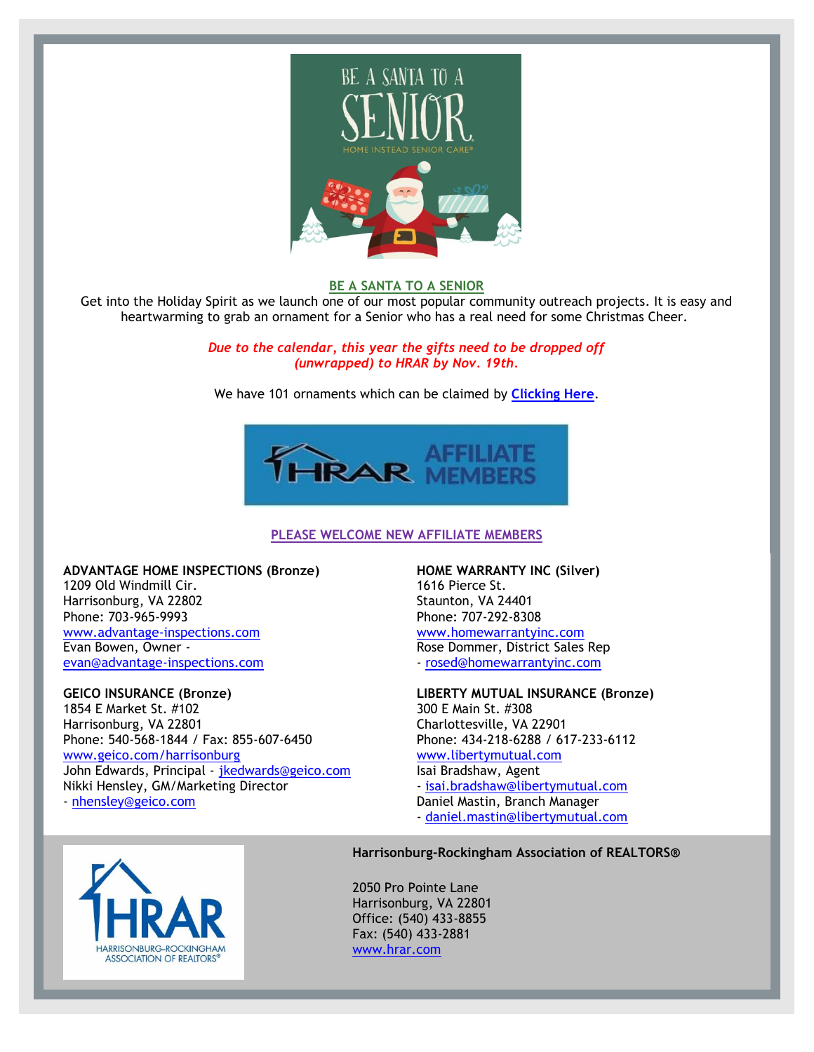## BE A SANTA TO A SENIOR

Get into the Holiday Spirit as we launch one of our most popular community outreach projects. It is easy and heartwarming to grab an ornament for a Senior who has a real need for some Christmas Cheer.

*Due to the calendar, this year the gifts need to be dropped off (unwrapped) to HRAR by Nov. 19th.*

We have 101 ornaments which can be claimed by **Clicking Here**.

## PLEASE WELCOME NEW AFFILIATE MEMBERS

**ADVANTAGE HOME INSPECTIONS (Bronze)**
1209 Old Windmill Cir.
Harrisonburg, VA 22802
Phone: 703-965-9993
www.advantage-inspections.com
Evan Bowen, Owner - evan@advantage-inspections.com

**GEICO INSURANCE (Bronze)**
1854 E Market St. #102
Harrisonburg, VA 22801
Phone: 540-568-1844 / Fax: 855-607-6450
www.geico.com/harrisonburg
John Edwards, Principal - jkedwards@geico.com
Nikki Hensley, GM/Marketing Director - nhensley@geico.com

**HOME WARRANTY INC (Silver)**
1616 Pierce St.
Staunton, VA 24401
Phone: 707-292-8308
www.homewarrantyinc.com
Rose Dommer, District Sales Rep - rosed@homewarrantyinc.com

**LIBERTY MUTUAL INSURANCE (Bronze)**
300 E Main St. #308
Charlottesville, VA 22901
Phone: 434-218-6288 / 617-233-6112
www.libertymutual.com
Isai Bradshaw, Agent - isai.bradshaw@libertymutual.com
Daniel Mastin, Branch Manager - daniel.mastin@libertymutual.com

**Harrisonburg-Rockingham Association of REALTORS®**

2050 Pro Pointe Lane
Harrisonburg, VA 22801
Office: (540) 433-8855
Fax: (540) 433-2881
www.hrar.com